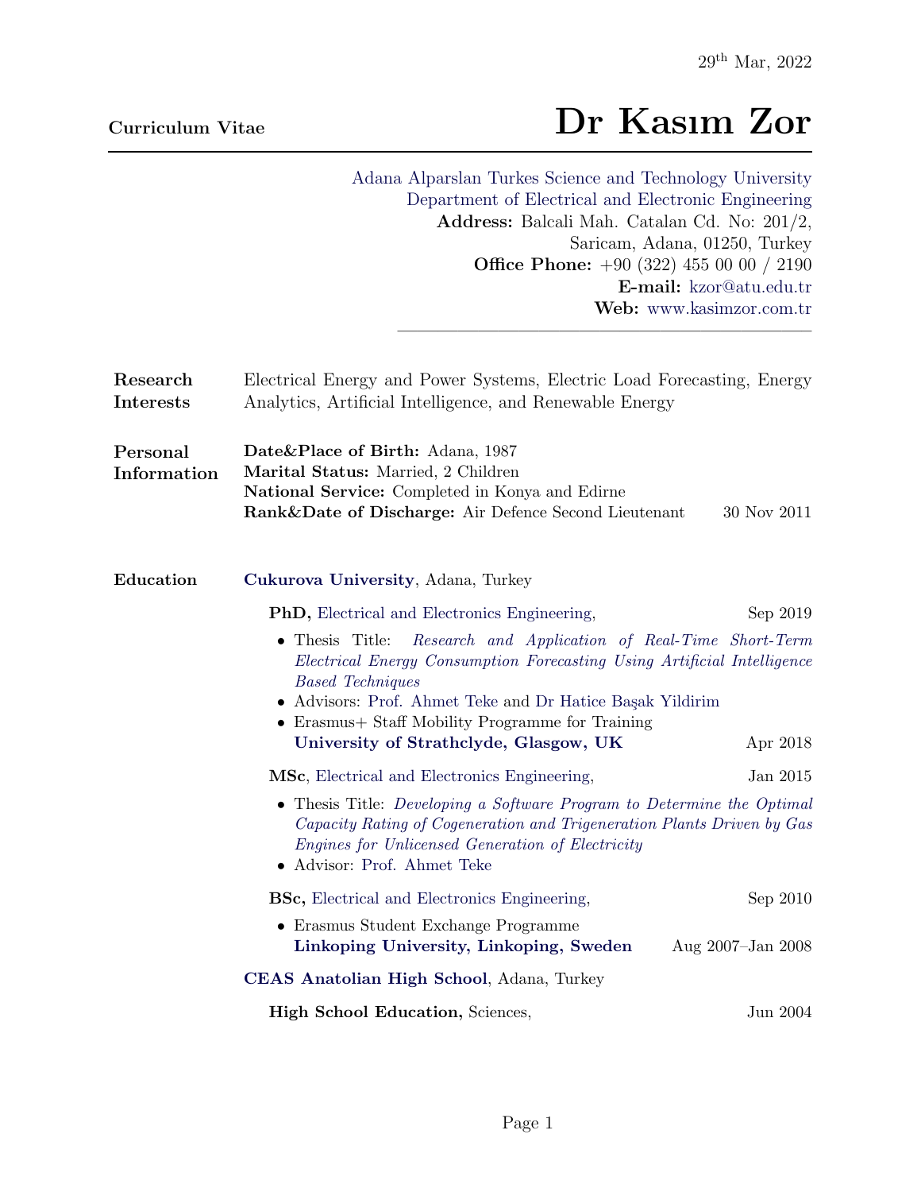29th Mar, 2022

# Curriculum Vitae — Dr Kasım Zor

Adana Alparslan Turkes Science and Technology University
Department of Electrical and Electronic Engineering
**Address:** Balcali Mah. Catalan Cd. No: 201/2, Saricam, Adana, 01250, Turkey
**Office Phone:** +90 (322) 455 00 00 / 2190
**E-mail:** kzor@atu.edu.tr
**Web:** www.kasimzor.com.tr

## Research Interests

Electrical Energy and Power Systems, Electric Load Forecasting, Energy Analytics, Artificial Intelligence, and Renewable Energy

## Personal Information

**Date&Place of Birth:** Adana, 1987
**Marital Status:** Married, 2 Children
**National Service:** Completed in Konya and Edirne
**Rank&Date of Discharge:** Air Defence Second Lieutenant — 30 Nov 2011

## Education

**Cukurova University**, Adana, Turkey

**PhD,** Electrical and Electronics Engineering, — Sep 2019

- Thesis Title: *Research and Application of Real-Time Short-Term Electrical Energy Consumption Forecasting Using Artificial Intelligence Based Techniques*
- Advisors: Prof. Ahmet Teke and Dr Hatice Başak Yildirim
- Erasmus+ Staff Mobility Programme for Training
  **University of Strathclyde, Glasgow, UK** — Apr 2018

**MSc**, Electrical and Electronics Engineering, — Jan 2015

- Thesis Title: *Developing a Software Program to Determine the Optimal Capacity Rating of Cogeneration and Trigeneration Plants Driven by Gas Engines for Unlicensed Generation of Electricity*
- Advisor: Prof. Ahmet Teke

**BSc,** Electrical and Electronics Engineering, — Sep 2010

- Erasmus Student Exchange Programme
  **Linkoping University, Linkoping, Sweden** — Aug 2007–Jan 2008

**CEAS Anatolian High School**, Adana, Turkey

**High School Education,** Sciences, — Jun 2004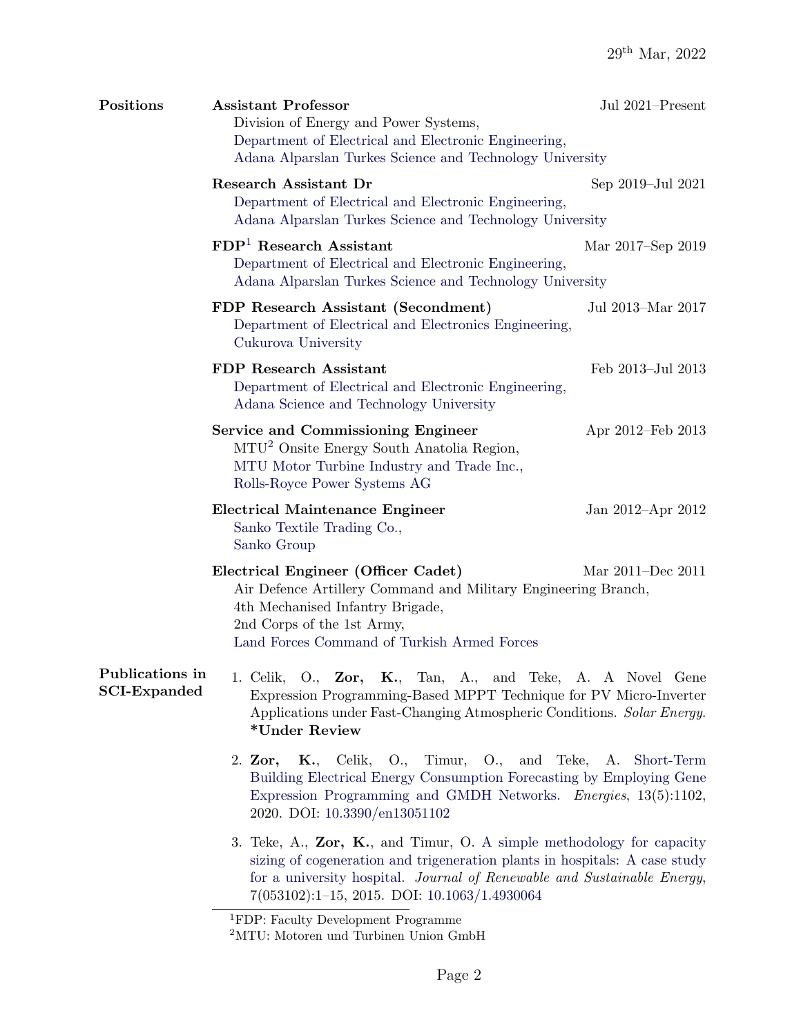29th Mar, 2022

## Positions

**Assistant Professor** — Jul 2021–Present
Division of Energy and Power Systems,
Department of Electrical and Electronic Engineering,
Adana Alparslan Turkes Science and Technology University

**Research Assistant Dr** — Sep 2019–Jul 2021
Department of Electrical and Electronic Engineering,
Adana Alparslan Turkes Science and Technology University

**FDP[1] Research Assistant** — Mar 2017–Sep 2019
Department of Electrical and Electronic Engineering,
Adana Alparslan Turkes Science and Technology University

**FDP Research Assistant (Secondment)** — Jul 2013–Mar 2017
Department of Electrical and Electronics Engineering,
Cukurova University

**FDP Research Assistant** — Feb 2013–Jul 2013
Department of Electrical and Electronic Engineering,
Adana Science and Technology University

**Service and Commissioning Engineer** — Apr 2012–Feb 2013
MTU[2] Onsite Energy South Anatolia Region,
MTU Motor Turbine Industry and Trade Inc.,
Rolls-Royce Power Systems AG

**Electrical Maintenance Engineer** — Jan 2012–Apr 2012
Sanko Textile Trading Co.,
Sanko Group

**Electrical Engineer (Officer Cadet)** — Mar 2011–Dec 2011
Air Defence Artillery Command and Military Engineering Branch,
4th Mechanised Infantry Brigade,
2nd Corps of the 1st Army,
Land Forces Command of Turkish Armed Forces

## Publications in SCI-Expanded

1. Celik, O., **Zor, K.**, Tan, A., and Teke, A. A Novel Gene Expression Programming-Based MPPT Technique for PV Micro-Inverter Applications under Fast-Changing Atmospheric Conditions. *Solar Energy.* **\*Under Review**

2. **Zor, K.**, Celik, O., Timur, O., and Teke, A. Short-Term Building Electrical Energy Consumption Forecasting by Employing Gene Expression Programming and GMDH Networks. *Energies*, 13(5):1102, 2020. DOI: 10.3390/en13051102

3. Teke, A., **Zor, K.**, and Timur, O. A simple methodology for capacity sizing of cogeneration and trigeneration plants in hospitals: A case study for a university hospital. *Journal of Renewable and Sustainable Energy*, 7(053102):1–15, 2015. DOI: 10.1063/1.4930064

[1] FDP: Faculty Development Programme
[2] MTU: Motoren und Turbinen Union GmbH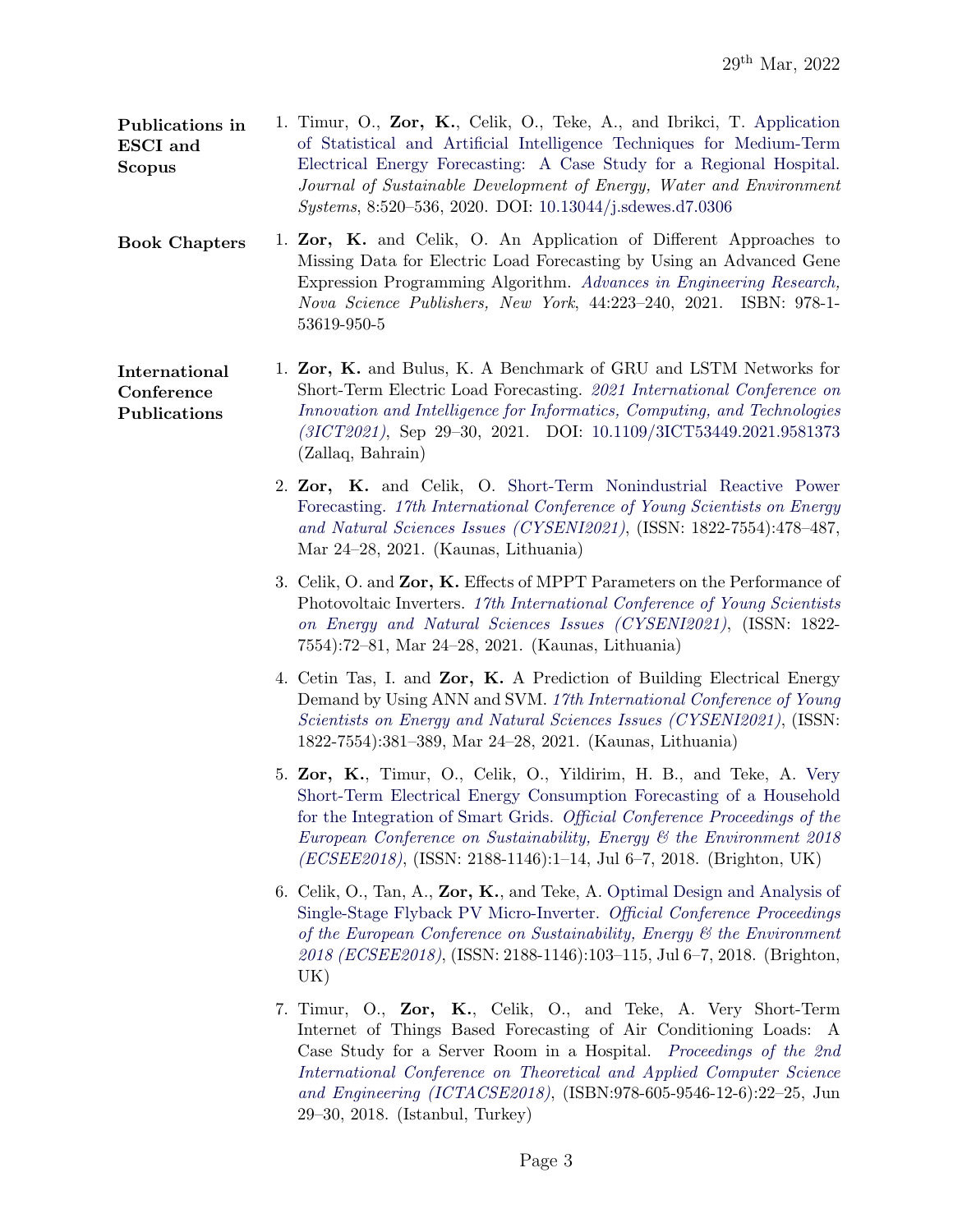29th Mar, 2022

## Publications in ESCI and Scopus

1. Timur, O., **Zor, K.**, Celik, O., Teke, A., and Ibrikci, T. Application of Statistical and Artificial Intelligence Techniques for Medium-Term Electrical Energy Forecasting: A Case Study for a Regional Hospital. *Journal of Sustainable Development of Energy, Water and Environment Systems*, 8:520–536, 2020. DOI: 10.13044/j.sdewes.d7.0306

## Book Chapters

1. **Zor, K.** and Celik, O. An Application of Different Approaches to Missing Data for Electric Load Forecasting by Using an Advanced Gene Expression Programming Algorithm. *Advances in Engineering Research, Nova Science Publishers, New York*, 44:223–240, 2021. ISBN: 978-1-53619-950-5

## International Conference Publications

1. **Zor, K.** and Bulus, K. A Benchmark of GRU and LSTM Networks for Short-Term Electric Load Forecasting. *2021 International Conference on Innovation and Intelligence for Informatics, Computing, and Technologies (3ICT2021)*, Sep 29–30, 2021. DOI: 10.1109/3ICT53449.2021.9581373 (Zallaq, Bahrain)

2. **Zor, K.** and Celik, O. Short-Term Nonindustrial Reactive Power Forecasting. *17th International Conference of Young Scientists on Energy and Natural Sciences Issues (CYSENI2021)*, (ISSN: 1822-7554):478–487, Mar 24–28, 2021. (Kaunas, Lithuania)

3. Celik, O. and **Zor, K.** Effects of MPPT Parameters on the Performance of Photovoltaic Inverters. *17th International Conference of Young Scientists on Energy and Natural Sciences Issues (CYSENI2021)*, (ISSN: 1822-7554):72–81, Mar 24–28, 2021. (Kaunas, Lithuania)

4. Cetin Tas, I. and **Zor, K.** A Prediction of Building Electrical Energy Demand by Using ANN and SVM. *17th International Conference of Young Scientists on Energy and Natural Sciences Issues (CYSENI2021)*, (ISSN: 1822-7554):381–389, Mar 24–28, 2021. (Kaunas, Lithuania)

5. **Zor, K.**, Timur, O., Celik, O., Yildirim, H. B., and Teke, A. Very Short-Term Electrical Energy Consumption Forecasting of a Household for the Integration of Smart Grids. *Official Conference Proceedings of the European Conference on Sustainability, Energy & the Environment 2018 (ECSEE2018)*, (ISSN: 2188-1146):1–14, Jul 6–7, 2018. (Brighton, UK)

6. Celik, O., Tan, A., **Zor, K.**, and Teke, A. Optimal Design and Analysis of Single-Stage Flyback PV Micro-Inverter. *Official Conference Proceedings of the European Conference on Sustainability, Energy & the Environment 2018 (ECSEE2018)*, (ISSN: 2188-1146):103–115, Jul 6–7, 2018. (Brighton, UK)

7. Timur, O., **Zor, K.**, Celik, O., and Teke, A. Very Short-Term Internet of Things Based Forecasting of Air Conditioning Loads: A Case Study for a Server Room in a Hospital. *Proceedings of the 2nd International Conference on Theoretical and Applied Computer Science and Engineering (ICTACSE2018)*, (ISBN:978-605-9546-12-6):22–25, Jun 29–30, 2018. (Istanbul, Turkey)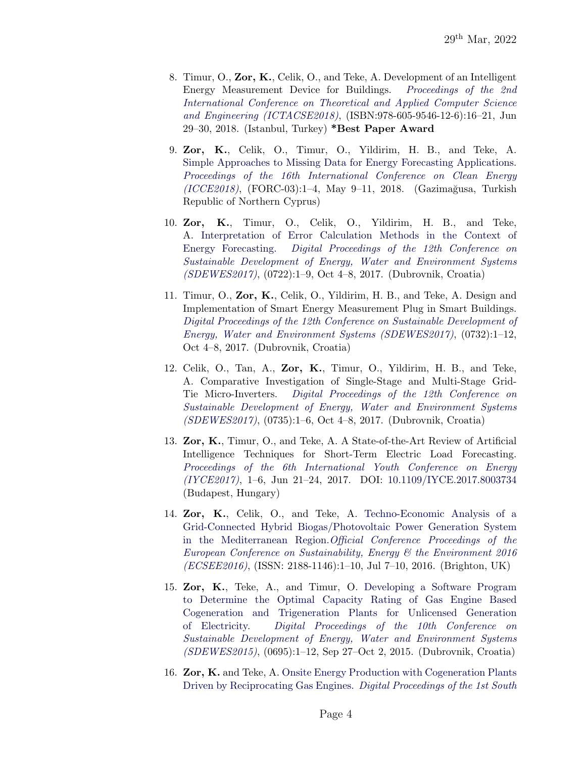8. Timur, O., **Zor, K.**, Celik, O., and Teke, A. Development of an Intelligent Energy Measurement Device for Buildings. *Proceedings of the 2nd International Conference on Theoretical and Applied Computer Science and Engineering (ICTACSE2018)*, (ISBN:978-605-9546-12-6):16–21, Jun 29–30, 2018. (Istanbul, Turkey) ***Best Paper Award**

9. **Zor, K.**, Celik, O., Timur, O., Yildirim, H. B., and Teke, A. Simple Approaches to Missing Data for Energy Forecasting Applications. *Proceedings of the 16th International Conference on Clean Energy (ICCE2018)*, (FORC-03):1–4, May 9–11, 2018. (Gazimağusa, Turkish Republic of Northern Cyprus)

10. **Zor, K.**, Timur, O., Celik, O., Yildirim, H. B., and Teke, A. Interpretation of Error Calculation Methods in the Context of Energy Forecasting. *Digital Proceedings of the 12th Conference on Sustainable Development of Energy, Water and Environment Systems (SDEWES2017)*, (0722):1–9, Oct 4–8, 2017. (Dubrovnik, Croatia)

11. Timur, O., **Zor, K.**, Celik, O., Yildirim, H. B., and Teke, A. Design and Implementation of Smart Energy Measurement Plug in Smart Buildings. *Digital Proceedings of the 12th Conference on Sustainable Development of Energy, Water and Environment Systems (SDEWES2017)*, (0732):1–12, Oct 4–8, 2017. (Dubrovnik, Croatia)

12. Celik, O., Tan, A., **Zor, K.**, Timur, O., Yildirim, H. B., and Teke, A. Comparative Investigation of Single-Stage and Multi-Stage Grid-Tie Micro-Inverters. *Digital Proceedings of the 12th Conference on Sustainable Development of Energy, Water and Environment Systems (SDEWES2017)*, (0735):1–6, Oct 4–8, 2017. (Dubrovnik, Croatia)

13. **Zor, K.**, Timur, O., and Teke, A. A State-of-the-Art Review of Artificial Intelligence Techniques for Short-Term Electric Load Forecasting. *Proceedings of the 6th International Youth Conference on Energy (IYCE2017)*, 1–6, Jun 21–24, 2017. DOI: 10.1109/IYCE.2017.8003734 (Budapest, Hungary)

14. **Zor, K.**, Celik, O., and Teke, A. Techno-Economic Analysis of a Grid-Connected Hybrid Biogas/Photovoltaic Power Generation System in the Mediterranean Region. *Official Conference Proceedings of the European Conference on Sustainability, Energy & the Environment 2016 (ECSEE2016)*, (ISSN: 2188-1146):1–10, Jul 7–10, 2016. (Brighton, UK)

15. **Zor, K.**, Teke, A., and Timur, O. Developing a Software Program to Determine the Optimal Capacity Rating of Gas Engine Based Cogeneration and Trigeneration Plants for Unlicensed Generation of Electricity. *Digital Proceedings of the 10th Conference on Sustainable Development of Energy, Water and Environment Systems (SDEWES2015)*, (0695):1–12, Sep 27–Oct 2, 2015. (Dubrovnik, Croatia)

16. **Zor, K.** and Teke, A. Onsite Energy Production with Cogeneration Plants Driven by Reciprocating Gas Engines. *Digital Proceedings of the 1st South*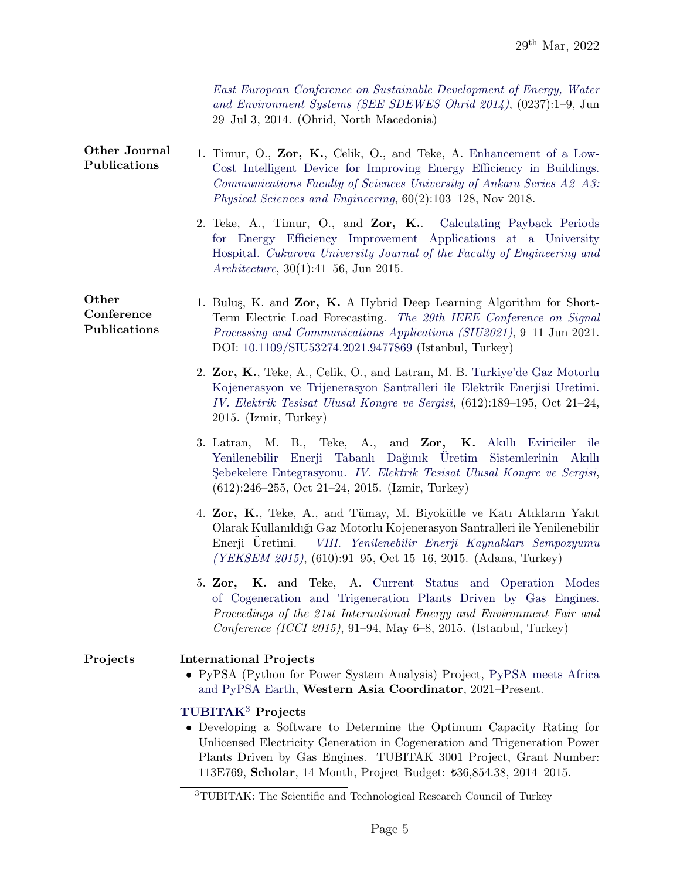*East European Conference on Sustainable Development of Energy, Water and Environment Systems (SEE SDEWES Ohrid 2014)*, (0237):1–9, Jun 29–Jul 3, 2014. (Ohrid, North Macedonia)

**Other Journal Publications**

1. Timur, O., **Zor, K.**, Celik, O., and Teke, A. Enhancement of a Low-Cost Intelligent Device for Improving Energy Efficiency in Buildings. *Communications Faculty of Sciences University of Ankara Series A2–A3: Physical Sciences and Engineering*, 60(2):103–128, Nov 2018.

2. Teke, A., Timur, O., and **Zor, K.**. Calculating Payback Periods for Energy Efficiency Improvement Applications at a University Hospital. *Cukurova University Journal of the Faculty of Engineering and Architecture*, 30(1):41–56, Jun 2015.

**Other Conference Publications**

1. Buluş, K. and **Zor, K.** A Hybrid Deep Learning Algorithm for Short-Term Electric Load Forecasting. *The 29th IEEE Conference on Signal Processing and Communications Applications (SIU2021)*, 9–11 Jun 2021. DOI: 10.1109/SIU53274.2021.9477869 (Istanbul, Turkey)

2. **Zor, K.**, Teke, A., Celik, O., and Latran, M. B. Turkiye'de Gaz Motorlu Kojenerasyon ve Trijenerasyon Santralleri ile Elektrik Enerjisi Uretimi. *IV. Elektrik Tesisat Ulusal Kongre ve Sergisi*, (612):189–195, Oct 21–24, 2015. (Izmir, Turkey)

3. Latran, M. B., Teke, A., and **Zor, K.** Akıllı Eviriciler ile Yenilenebilir Enerji Tabanlı Dağınık Üretim Sistemlerinin Akıllı Şebekelere Entegrasyonu. *IV. Elektrik Tesisat Ulusal Kongre ve Sergisi*, (612):246–255, Oct 21–24, 2015. (Izmir, Turkey)

4. **Zor, K.**, Teke, A., and Tümay, M. Biyokütle ve Katı Atıkların Yakıt Olarak Kullanıldığı Gaz Motorlu Kojenerasyon Santralleri ile Yenilenebilir Enerji Üretimi. *VIII. Yenilenebilir Enerji Kaynakları Sempozyumu (YEKSEM 2015)*, (610):91–95, Oct 15–16, 2015. (Adana, Turkey)

5. **Zor, K.** and Teke, A. Current Status and Operation Modes of Cogeneration and Trigeneration Plants Driven by Gas Engines. *Proceedings of the 21st International Energy and Environment Fair and Conference (ICCI 2015)*, 91–94, May 6–8, 2015. (Istanbul, Turkey)

**Projects**

**International Projects**

- PyPSA (Python for Power System Analysis) Project, PyPSA meets Africa and PyPSA Earth, **Western Asia Coordinator**, 2021–Present.

**TUBITAK[3] Projects**

- Developing a Software to Determine the Optimum Capacity Rating for Unlicensed Electricity Generation in Cogeneration and Trigeneration Power Plants Driven by Gas Engines. TUBITAK 3001 Project, Grant Number: 113E769, **Scholar**, 14 Month, Project Budget: ₺36,854.38, 2014–2015.

[3] TUBITAK: The Scientific and Technological Research Council of Turkey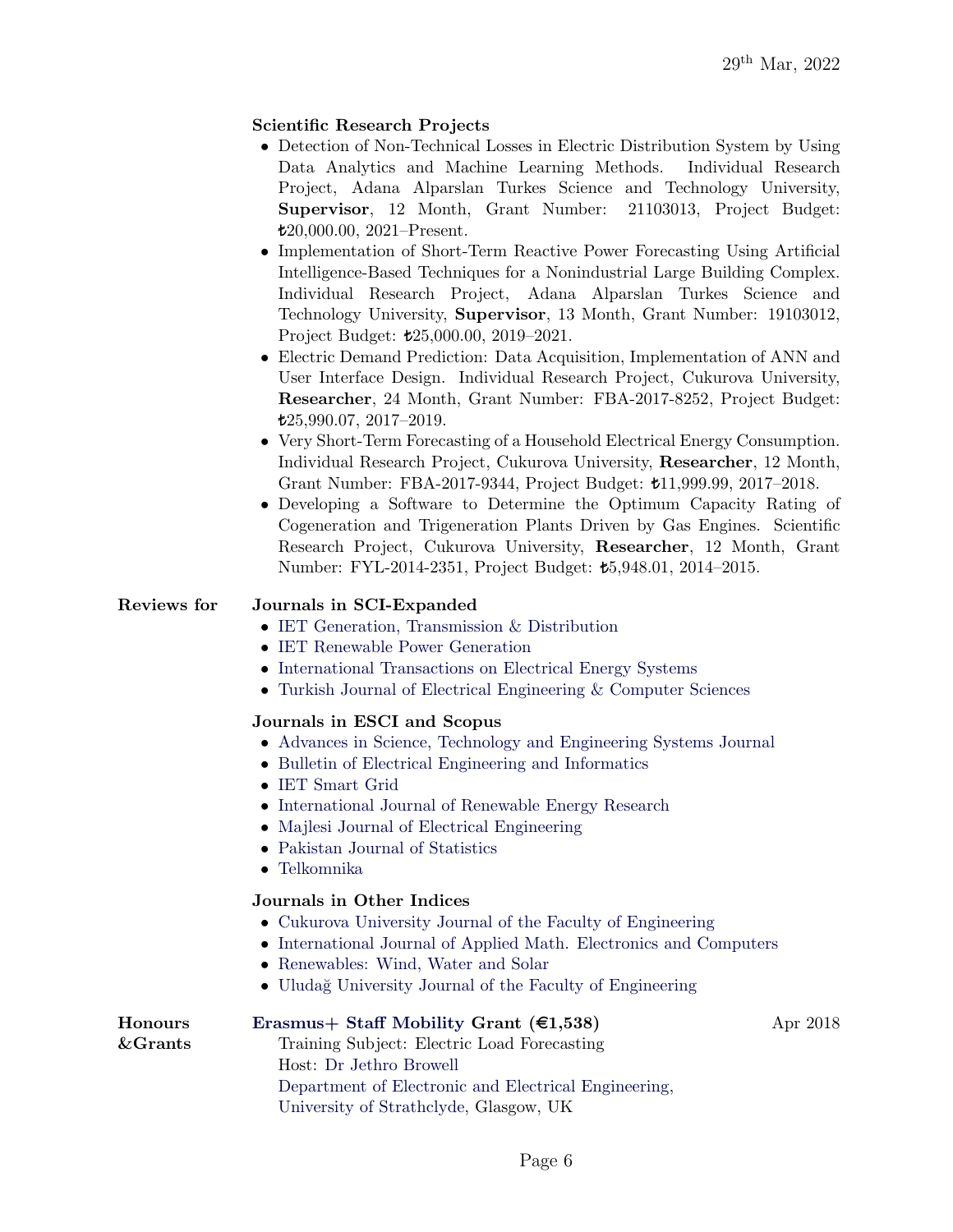29th Mar, 2022

### Scientific Research Projects

- Detection of Non-Technical Losses in Electric Distribution System by Using Data Analytics and Machine Learning Methods. Individual Research Project, Adana Alparslan Turkes Science and Technology University, **Supervisor**, 12 Month, Grant Number: 21103013, Project Budget: ₺20,000.00, 2021–Present.
- Implementation of Short-Term Reactive Power Forecasting Using Artificial Intelligence-Based Techniques for a Nonindustrial Large Building Complex. Individual Research Project, Adana Alparslan Turkes Science and Technology University, **Supervisor**, 13 Month, Grant Number: 19103012, Project Budget: ₺25,000.00, 2019–2021.
- Electric Demand Prediction: Data Acquisition, Implementation of ANN and User Interface Design. Individual Research Project, Cukurova University, **Researcher**, 24 Month, Grant Number: FBA-2017-8252, Project Budget: ₺25,990.07, 2017–2019.
- Very Short-Term Forecasting of a Household Electrical Energy Consumption. Individual Research Project, Cukurova University, **Researcher**, 12 Month, Grant Number: FBA-2017-9344, Project Budget: ₺11,999.99, 2017–2018.
- Developing a Software to Determine the Optimum Capacity Rating of Cogeneration and Trigeneration Plants Driven by Gas Engines. Scientific Research Project, Cukurova University, **Researcher**, 12 Month, Grant Number: FYL-2014-2351, Project Budget: ₺5,948.01, 2014–2015.

## Reviews for

### Journals in SCI-Expanded

- IET Generation, Transmission & Distribution
- IET Renewable Power Generation
- International Transactions on Electrical Energy Systems
- Turkish Journal of Electrical Engineering & Computer Sciences

### Journals in ESCI and Scopus

- Advances in Science, Technology and Engineering Systems Journal
- Bulletin of Electrical Engineering and Informatics
- IET Smart Grid
- International Journal of Renewable Energy Research
- Majlesi Journal of Electrical Engineering
- Pakistan Journal of Statistics
- Telkomnika

### Journals in Other Indices

- Cukurova University Journal of the Faculty of Engineering
- International Journal of Applied Math. Electronics and Computers
- Renewables: Wind, Water and Solar
- Uludağ University Journal of the Faculty of Engineering

## Honours &Grants

**Erasmus+ Staff Mobility Grant (€1,538)** — Apr 2018

Training Subject: Electric Load Forecasting
Host: Dr Jethro Browell
Department of Electronic and Electrical Engineering,
University of Strathclyde, Glasgow, UK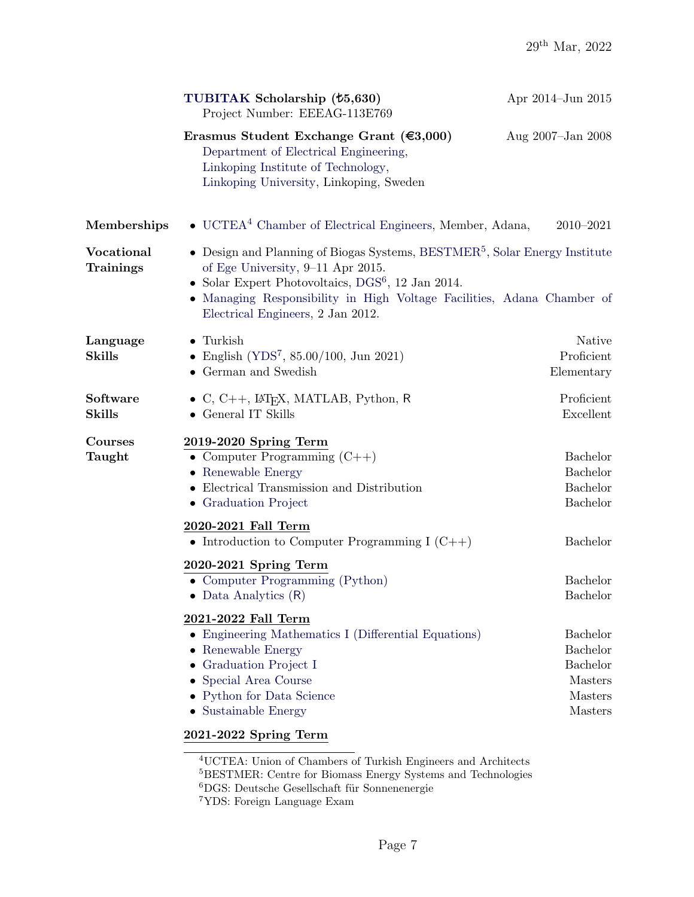29th Mar, 2022

**TUBITAK Scholarship (₺5,630)** Apr 2014–Jun 2015
Project Number: EEEAG-113E769

**Erasmus Student Exchange Grant (€3,000)** Aug 2007–Jan 2008
Department of Electrical Engineering,
Linkoping Institute of Technology,
Linkoping University, Linkoping, Sweden

## Memberships

- UCTEA[4] Chamber of Electrical Engineers, Member, Adana, 2010–2021

## Vocational Trainings

- Design and Planning of Biogas Systems, BESTMER[5], Solar Energy Institute of Ege University, 9–11 Apr 2015.
- Solar Expert Photovoltaics, DGS[6], 12 Jan 2014.
- Managing Responsibility in High Voltage Facilities, Adana Chamber of Electrical Engineers, 2 Jan 2012.

## Language Skills

- Turkish — Native
- English (YDS[7], 85.00/100, Jun 2021) — Proficient
- German and Swedish — Elementary

## Software Skills

- C, C++, LaTeX, MATLAB, Python, R — Proficient
- General IT Skills — Excellent

## Courses Taught

**2019-2020 Spring Term**

- Computer Programming (C++) — Bachelor
- Renewable Energy — Bachelor
- Electrical Transmission and Distribution — Bachelor
- Graduation Project — Bachelor

**2020-2021 Fall Term**

- Introduction to Computer Programming I (C++) — Bachelor

**2020-2021 Spring Term**

- Computer Programming (Python) — Bachelor
- Data Analytics (R) — Bachelor

**2021-2022 Fall Term**

- Engineering Mathematics I (Differential Equations) — Bachelor
- Renewable Energy — Bachelor
- Graduation Project I — Bachelor
- Special Area Course — Masters
- Python for Data Science — Masters
- Sustainable Energy — Masters

**2021-2022 Spring Term**

---

[4] UCTEA: Union of Chambers of Turkish Engineers and Architects
[5] BESTMER: Centre for Biomass Energy Systems and Technologies
[6] DGS: Deutsche Gesellschaft für Sonnenenergie
[7] YDS: Foreign Language Exam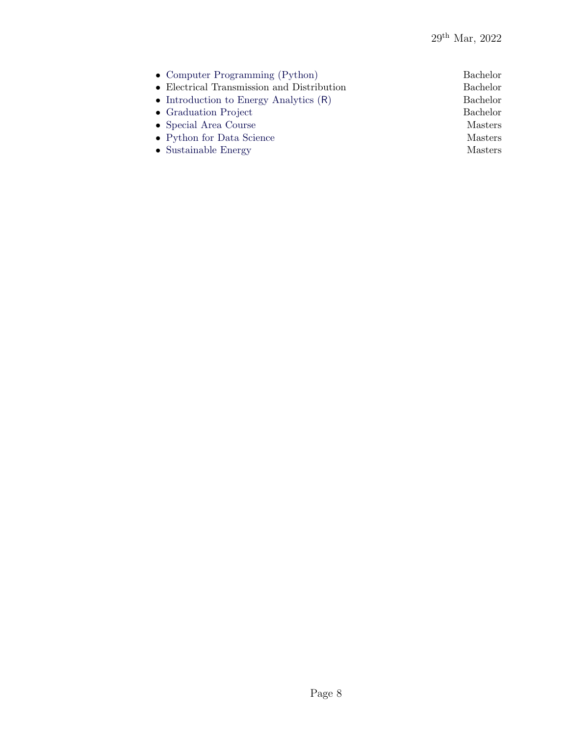- Computer Programming (Python) — Bachelor
- Electrical Transmission and Distribution — Bachelor
- Introduction to Energy Analytics (R) — Bachelor
- Graduation Project — Bachelor
- Special Area Course — Masters
- Python for Data Science — Masters
- Sustainable Energy — Masters